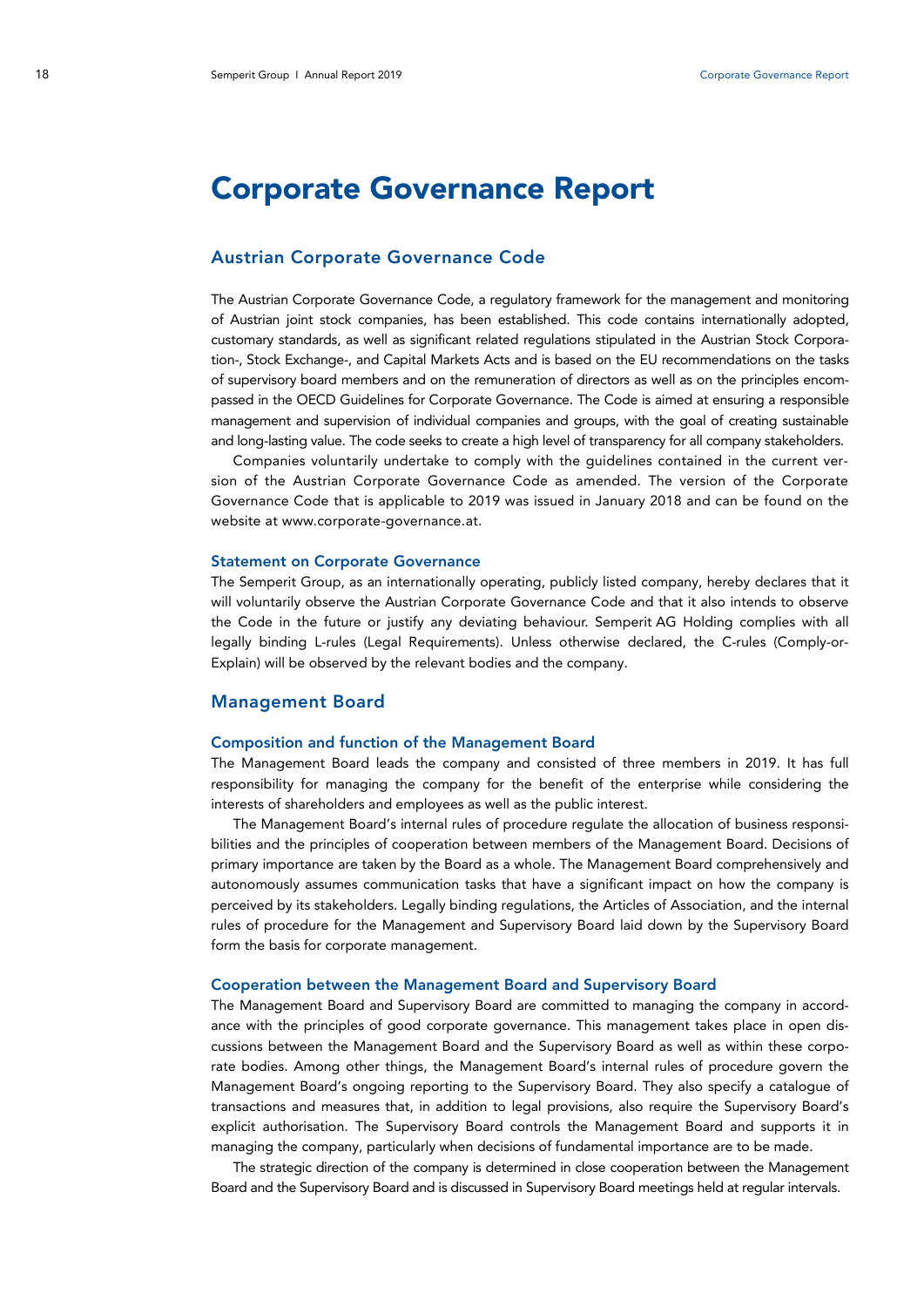# Corporate Governance Report

## Austrian Corporate Governance Code

The Austrian Corporate Governance Code, a regulatory framework for the management and monitoring of Austrian joint stock companies, has been established. This code contains internationally adopted, customary standards, as well as significant related regulations stipulated in the Austrian Stock Corporation-, Stock Exchange-, and Capital Markets Acts and is based on the EU recommendations on the tasks of supervisory board members and on the remuneration of directors as well as on the principles encompassed in the OECD Guidelines for Corporate Governance. The Code is aimed at ensuring a responsible management and supervision of individual companies and groups, with the goal of creating sustainable and long-lasting value. The code seeks to create a high level of transparency for all company stakeholders.

Companies voluntarily undertake to comply with the guidelines contained in the current version of the Austrian Corporate Governance Code as amended. The version of the Corporate Governance Code that is applicable to 2019 was issued in January 2018 and can be found on the website at www.corporate-governance.at.

### Statement on Corporate Governance

The Semperit Group, as an internationally operating, publicly listed company, hereby declares that it will voluntarily observe the Austrian Corporate Governance Code and that it also intends to observe the Code in the future or justify any deviating behaviour. Semperit AG Holding complies with all legally binding L-rules (Legal Requirements). Unless otherwise declared, the C-rules (Comply-or-Explain) will be observed by the relevant bodies and the company.

## Management Board

### Composition and function of the Management Board

The Management Board leads the company and consisted of three members in 2019. It has full responsibility for managing the company for the benefit of the enterprise while considering the interests of shareholders and employees as well as the public interest.

The Management Board's internal rules of procedure regulate the allocation of business responsibilities and the principles of cooperation between members of the Management Board. Decisions of primary importance are taken by the Board as a whole. The Management Board comprehensively and autonomously assumes communication tasks that have a significant impact on how the company is perceived by its stakeholders. Legally binding regulations, the Articles of Association, and the internal rules of procedure for the Management and Supervisory Board laid down by the Supervisory Board form the basis for corporate management.

### Cooperation between the Management Board and Supervisory Board

The Management Board and Supervisory Board are committed to managing the company in accordance with the principles of good corporate governance. This management takes place in open discussions between the Management Board and the Supervisory Board as well as within these corporate bodies. Among other things, the Management Board's internal rules of procedure govern the Management Board's ongoing reporting to the Supervisory Board. They also specify a catalogue of transactions and measures that, in addition to legal provisions, also require the Supervisory Board's explicit authorisation. The Supervisory Board controls the Management Board and supports it in managing the company, particularly when decisions of fundamental importance are to be made.

The strategic direction of the company is determined in close cooperation between the Management Board and the Supervisory Board and is discussed in Supervisory Board meetings held at regular intervals.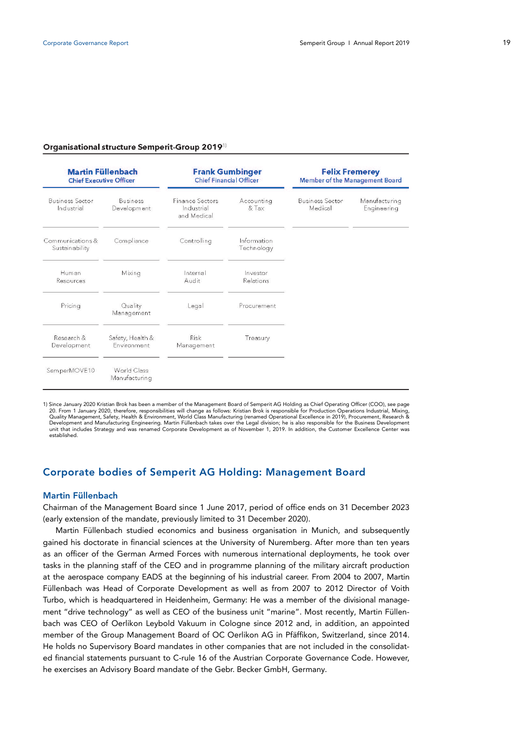**Organisational structure Semperit-Group 2019**[1)]

| **Martin Füllenbach** Chief Executive Officer | | **Frank Gumbinger** Chief Financial Officer | | **Felix Fremerey** Member of the Management Board | |
|---|---|---|---|---|---|
| Business Sector Industrial | Business Development | Finance Sectors Industrial and Medical | Accounting & Tax | Business Sector Medical | Manufacturing Engineering |
| Communications & Sustainability | Compliance | Controlling | Information Technology | | |
| Human Resources | Mixing | Internal Audit | Investor Relations | | |
| Pricing | Quality Management | Legal | Procurement | | |
| Research & Development | Safety, Health & Environment | Risk Management | Treasury | | |
| SemperMOVE10 | World Class Manufacturing | | | | |

1) Since January 2020 Kristian Brok has been a member of the Management Board of Semperit AG Holding as Chief Operating Officer (COO), see page 20. From 1 January 2020, therefore, responsibilities will change as follows: Kristian Brok is responsible for Production Operations Industrial, Mixing, Quality Management, Safety, Health & Environment, World Class Manufacturing (renamed Operational Excellence in 2019), Procurement, Research & Development and Manufacturing Engineering. Martin Füllenbach takes over the Legal division; he is also responsible for the Business Development unit that includes Strategy and was renamed Corporate Development as of November 1, 2019. In addition, the Customer Excellence Center was established.

## Corporate bodies of Semperit AG Holding: Management Board

### Martin Füllenbach

Chairman of the Management Board since 1 June 2017, period of office ends on 31 December 2023 (early extension of the mandate, previously limited to 31 December 2020).

Martin Füllenbach studied economics and business organisation in Munich, and subsequently gained his doctorate in financial sciences at the University of Nuremberg. After more than ten years as an officer of the German Armed Forces with numerous international deployments, he took over tasks in the planning staff of the CEO and in programme planning of the military aircraft production at the aerospace company EADS at the beginning of his industrial career. From 2004 to 2007, Martin Füllenbach was Head of Corporate Development as well as from 2007 to 2012 Director of Voith Turbo, which is headquartered in Heidenheim, Germany: He was a member of the divisional management "drive technology" as well as CEO of the business unit "marine". Most recently, Martin Füllenbach was CEO of Oerlikon Leybold Vakuum in Cologne since 2012 and, in addition, an appointed member of the Group Management Board of OC Oerlikon AG in Pfäffikon, Switzerland, since 2014. He holds no Supervisory Board mandates in other companies that are not included in the consolidated financial statements pursuant to C-rule 16 of the Austrian Corporate Governance Code. However, he exercises an Advisory Board mandate of the Gebr. Becker GmbH, Germany.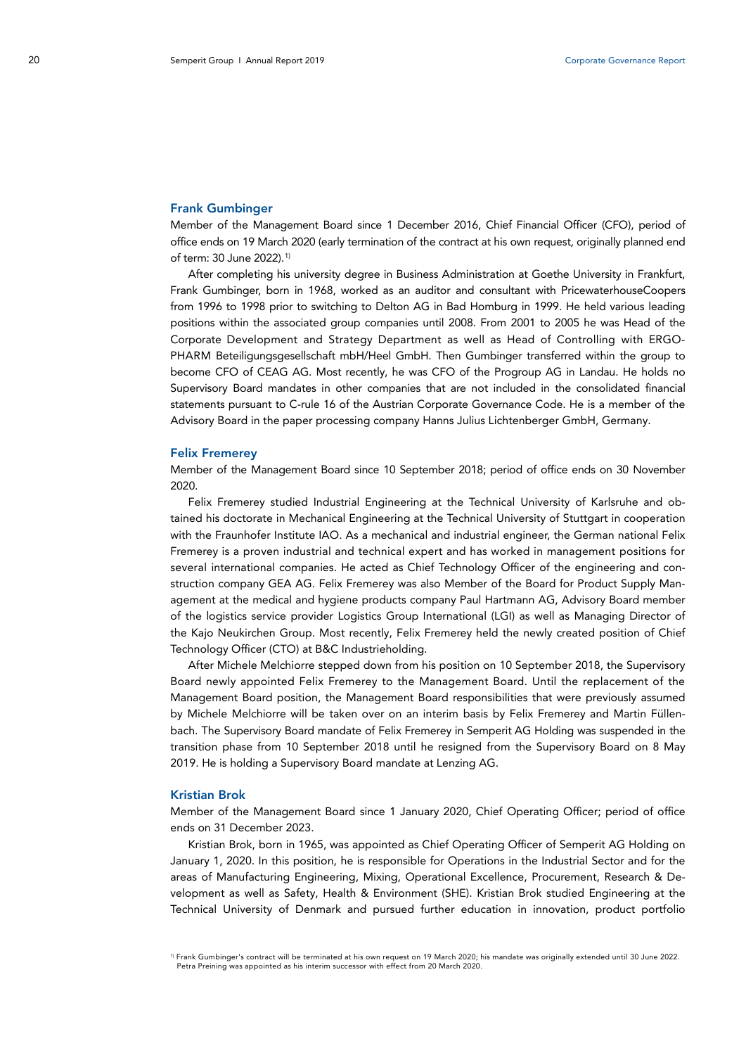### Frank Gumbinger

Member of the Management Board since 1 December 2016, Chief Financial Officer (CFO), period of office ends on 19 March 2020 (early termination of the contract at his own request, originally planned end of term: 30 June 2022).[1]

After completing his university degree in Business Administration at Goethe University in Frankfurt, Frank Gumbinger, born in 1968, worked as an auditor and consultant with PricewaterhouseCoopers from 1996 to 1998 prior to switching to Delton AG in Bad Homburg in 1999. He held various leading positions within the associated group companies until 2008. From 2001 to 2005 he was Head of the Corporate Development and Strategy Department as well as Head of Controlling with ERGO-PHARM Beteiligungsgesellschaft mbH/Heel GmbH. Then Gumbinger transferred within the group to become CFO of CEAG AG. Most recently, he was CFO of the Progroup AG in Landau. He holds no Supervisory Board mandates in other companies that are not included in the consolidated financial statements pursuant to C-rule 16 of the Austrian Corporate Governance Code. He is a member of the Advisory Board in the paper processing company Hanns Julius Lichtenberger GmbH, Germany.

### Felix Fremerey

Member of the Management Board since 10 September 2018; period of office ends on 30 November 2020.

Felix Fremerey studied Industrial Engineering at the Technical University of Karlsruhe and obtained his doctorate in Mechanical Engineering at the Technical University of Stuttgart in cooperation with the Fraunhofer Institute IAO. As a mechanical and industrial engineer, the German national Felix Fremerey is a proven industrial and technical expert and has worked in management positions for several international companies. He acted as Chief Technology Officer of the engineering and construction company GEA AG. Felix Fremerey was also Member of the Board for Product Supply Management at the medical and hygiene products company Paul Hartmann AG, Advisory Board member of the logistics service provider Logistics Group International (LGI) as well as Managing Director of the Kajo Neukirchen Group. Most recently, Felix Fremerey held the newly created position of Chief Technology Officer (CTO) at B&C Industrieholding.

After Michele Melchiorre stepped down from his position on 10 September 2018, the Supervisory Board newly appointed Felix Fremerey to the Management Board. Until the replacement of the Management Board position, the Management Board responsibilities that were previously assumed by Michele Melchiorre will be taken over on an interim basis by Felix Fremerey and Martin Füllenbach. The Supervisory Board mandate of Felix Fremerey in Semperit AG Holding was suspended in the transition phase from 10 September 2018 until he resigned from the Supervisory Board on 8 May 2019. He is holding a Supervisory Board mandate at Lenzing AG.

### Kristian Brok

Member of the Management Board since 1 January 2020, Chief Operating Officer; period of office ends on 31 December 2023.

Kristian Brok, born in 1965, was appointed as Chief Operating Officer of Semperit AG Holding on January 1, 2020. In this position, he is responsible for Operations in the Industrial Sector and for the areas of Manufacturing Engineering, Mixing, Operational Excellence, Procurement, Research & Development as well as Safety, Health & Environment (SHE). Kristian Brok studied Engineering at the Technical University of Denmark and pursued further education in innovation, product portfolio

[1] Frank Gumbinger's contract will be terminated at his own request on 19 March 2020; his mandate was originally extended until 30 June 2022. Petra Preining was appointed as his interim successor with effect from 20 March 2020.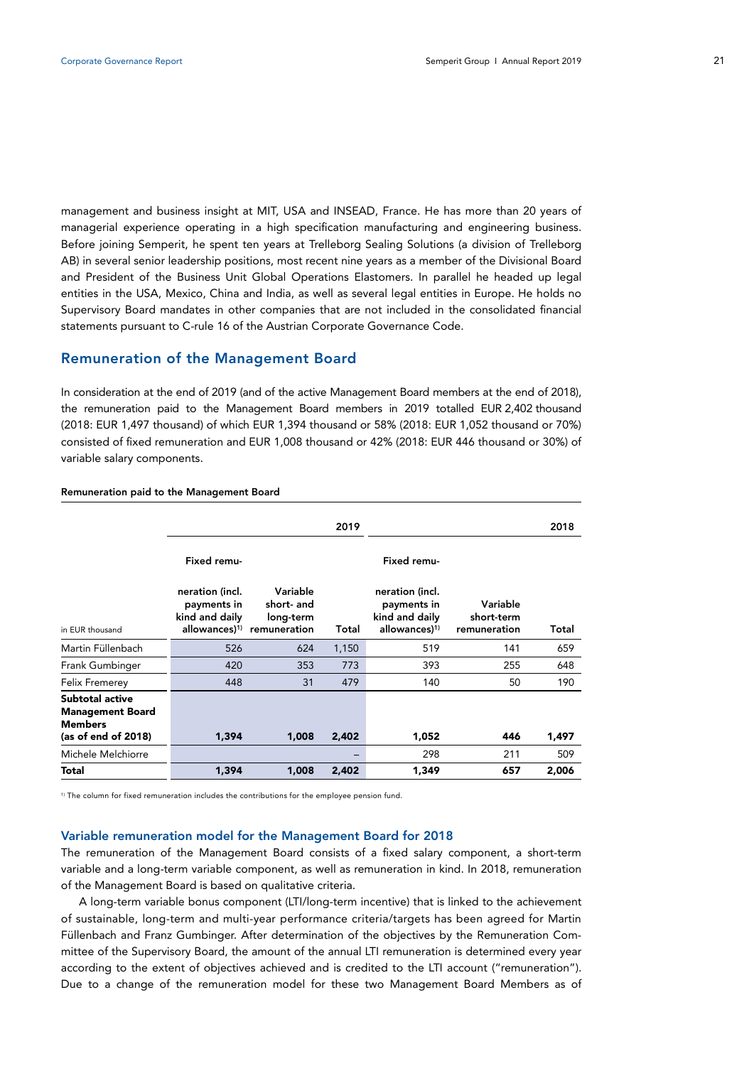management and business insight at MIT, USA and INSEAD, France. He has more than 20 years of managerial experience operating in a high specification manufacturing and engineering business. Before joining Semperit, he spent ten years at Trelleborg Sealing Solutions (a division of Trelleborg AB) in several senior leadership positions, most recent nine years as a member of the Divisional Board and President of the Business Unit Global Operations Elastomers. In parallel he headed up legal entities in the USA, Mexico, China and India, as well as several legal entities in Europe. He holds no Supervisory Board mandates in other companies that are not included in the consolidated financial statements pursuant to C-rule 16 of the Austrian Corporate Governance Code.

## Remuneration of the Management Board

In consideration at the end of 2019 (and of the active Management Board members at the end of 2018), the remuneration paid to the Management Board members in 2019 totalled EUR 2,402 thousand (2018: EUR 1,497 thousand) of which EUR 1,394 thousand or 58% (2018: EUR 1,052 thousand or 70%) consisted of fixed remuneration and EUR 1,008 thousand or 42% (2018: EUR 446 thousand or 30%) of variable salary components.

**Remuneration paid to the Management Board**

| in EUR thousand | 2019 | | | 2018 | | |
|---|---|---|---|---|---|---|
| | Fixed remuneration (incl. payments in kind and daily allowances)[1] | Variable short- and long-term remuneration | Total | Fixed remuneration (incl. payments in kind and daily allowances)[1] | Variable short-term remuneration | Total |
| Martin Füllenbach | 526 | 624 | 1,150 | 519 | 141 | 659 |
| Frank Gumbinger | 420 | 353 | 773 | 393 | 255 | 648 |
| Felix Fremerey | 448 | 31 | 479 | 140 | 50 | 190 |
| **Subtotal active Management Board Members (as of end of 2018)** | **1,394** | **1,008** | **2,402** | **1,052** | **446** | **1,497** |
| Michele Melchiorre | | | – | 298 | 211 | 509 |
| **Total** | **1,394** | **1,008** | **2,402** | **1,349** | **657** | **2,006** |

[1] The column for fixed remuneration includes the contributions for the employee pension fund.

### Variable remuneration model for the Management Board for 2018

The remuneration of the Management Board consists of a fixed salary component, a short-term variable and a long-term variable component, as well as remuneration in kind. In 2018, remuneration of the Management Board is based on qualitative criteria.

A long-term variable bonus component (LTI/long-term incentive) that is linked to the achievement of sustainable, long-term and multi-year performance criteria/targets has been agreed for Martin Füllenbach and Franz Gumbinger. After determination of the objectives by the Remuneration Committee of the Supervisory Board, the amount of the annual LTI remuneration is determined every year according to the extent of objectives achieved and is credited to the LTI account ("remuneration"). Due to a change of the remuneration model for these two Management Board Members as of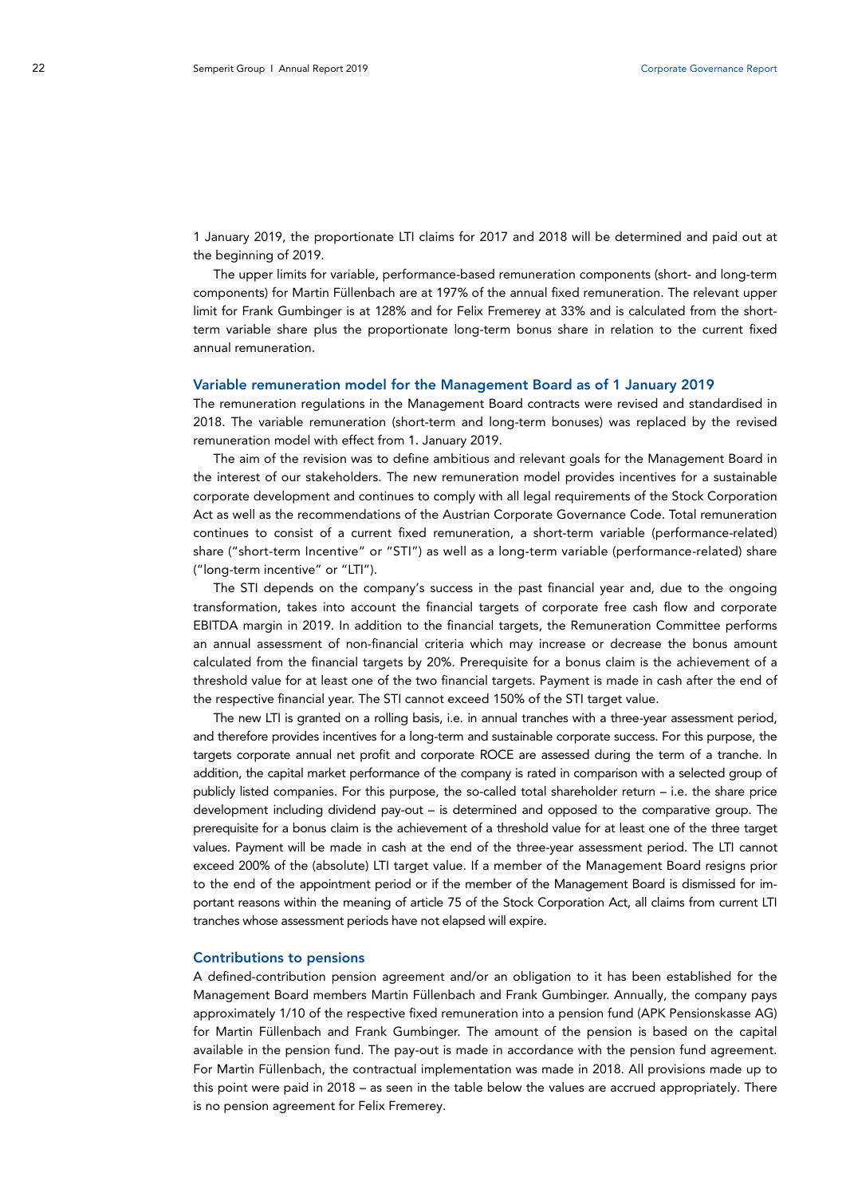1 January 2019, the proportionate LTI claims for 2017 and 2018 will be determined and paid out at the beginning of 2019.

The upper limits for variable, performance-based remuneration components (short- and long-term components) for Martin Füllenbach are at 197% of the annual fixed remuneration. The relevant upper limit for Frank Gumbinger is at 128% and for Felix Fremerey at 33% and is calculated from the short-term variable share plus the proportionate long-term bonus share in relation to the current fixed annual remuneration.

### Variable remuneration model for the Management Board as of 1 January 2019

The remuneration regulations in the Management Board contracts were revised and standardised in 2018. The variable remuneration (short-term and long-term bonuses) was replaced by the revised remuneration model with effect from 1. January 2019.

The aim of the revision was to define ambitious and relevant goals for the Management Board in the interest of our stakeholders. The new remuneration model provides incentives for a sustainable corporate development and continues to comply with all legal requirements of the Stock Corporation Act as well as the recommendations of the Austrian Corporate Governance Code. Total remuneration continues to consist of a current fixed remuneration, a short-term variable (performance-related) share ("short-term Incentive" or "STI") as well as a long-term variable (performance-related) share ("long-term incentive" or "LTI").

The STI depends on the company's success in the past financial year and, due to the ongoing transformation, takes into account the financial targets of corporate free cash flow and corporate EBITDA margin in 2019. In addition to the financial targets, the Remuneration Committee performs an annual assessment of non-financial criteria which may increase or decrease the bonus amount calculated from the financial targets by 20%. Prerequisite for a bonus claim is the achievement of a threshold value for at least one of the two financial targets. Payment is made in cash after the end of the respective financial year. The STI cannot exceed 150% of the STI target value.

The new LTI is granted on a rolling basis, i.e. in annual tranches with a three-year assessment period, and therefore provides incentives for a long-term and sustainable corporate success. For this purpose, the targets corporate annual net profit and corporate ROCE are assessed during the term of a tranche. In addition, the capital market performance of the company is rated in comparison with a selected group of publicly listed companies. For this purpose, the so-called total shareholder return – i.e. the share price development including dividend pay-out – is determined and opposed to the comparative group. The prerequisite for a bonus claim is the achievement of a threshold value for at least one of the three target values. Payment will be made in cash at the end of the three-year assessment period. The LTI cannot exceed 200% of the (absolute) LTI target value. If a member of the Management Board resigns prior to the end of the appointment period or if the member of the Management Board is dismissed for important reasons within the meaning of article 75 of the Stock Corporation Act, all claims from current LTI tranches whose assessment periods have not elapsed will expire.

### Contributions to pensions

A defined-contribution pension agreement and/or an obligation to it has been established for the Management Board members Martin Füllenbach and Frank Gumbinger. Annually, the company pays approximately 1/10 of the respective fixed remuneration into a pension fund (APK Pensionskasse AG) for Martin Füllenbach and Frank Gumbinger. The amount of the pension is based on the capital available in the pension fund. The pay-out is made in accordance with the pension fund agreement. For Martin Füllenbach, the contractual implementation was made in 2018. All provisions made up to this point were paid in 2018 – as seen in the table below the values are accrued appropriately. There is no pension agreement for Felix Fremerey.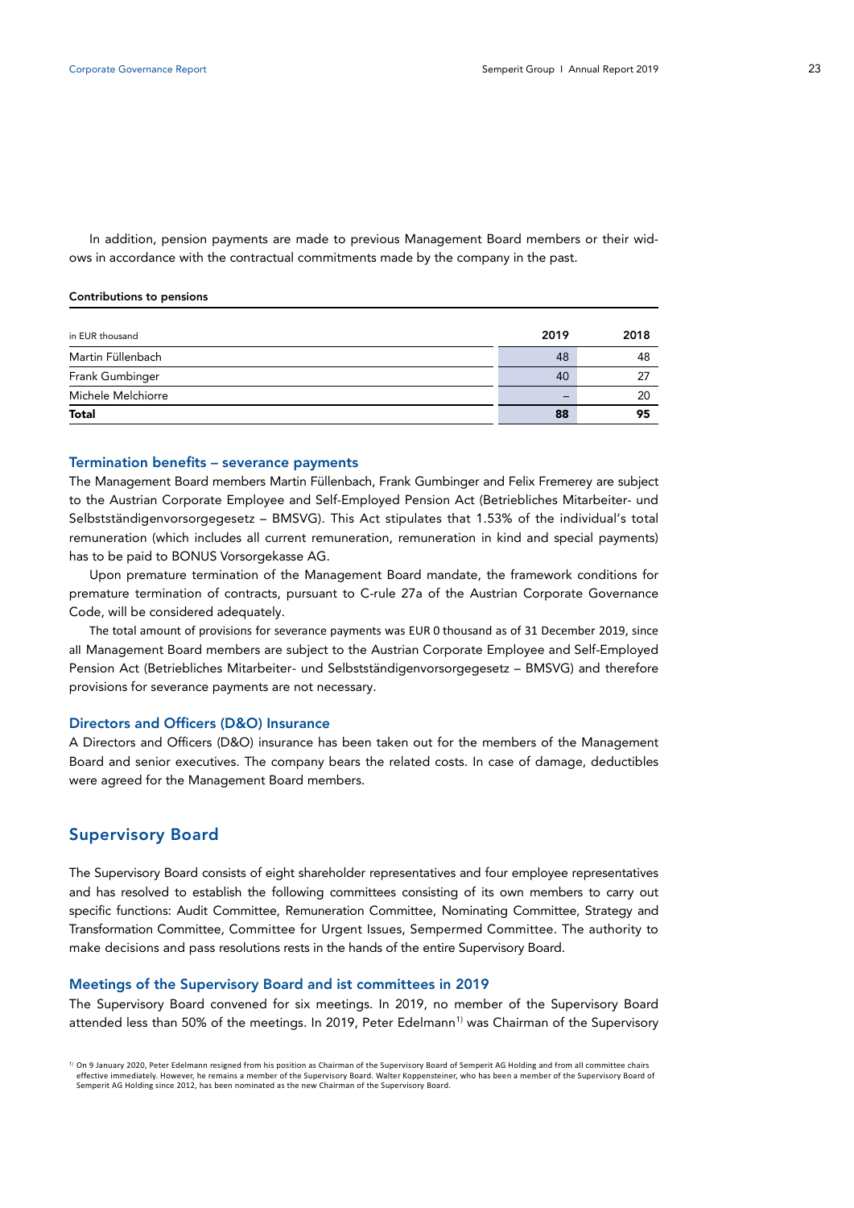In addition, pension payments are made to previous Management Board members or their widows in accordance with the contractual commitments made by the company in the past.

**Contributions to pensions**

| in EUR thousand | 2019 | 2018 |
|---|---|---|
| Martin Füllenbach | 48 | 48 |
| Frank Gumbinger | 40 | 27 |
| Michele Melchiorre | – | 20 |
| **Total** | **88** | **95** |

### Termination benefits – severance payments

The Management Board members Martin Füllenbach, Frank Gumbinger and Felix Fremerey are subject to the Austrian Corporate Employee and Self-Employed Pension Act (Betriebliches Mitarbeiter- und Selbstständigenvorsorgegesetz – BMSVG). This Act stipulates that 1.53% of the individual's total remuneration (which includes all current remuneration, remuneration in kind and special payments) has to be paid to BONUS Vorsorgekasse AG.

Upon premature termination of the Management Board mandate, the framework conditions for premature termination of contracts, pursuant to C-rule 27a of the Austrian Corporate Governance Code, will be considered adequately.

The total amount of provisions for severance payments was EUR 0 thousand as of 31 December 2019, since all Management Board members are subject to the Austrian Corporate Employee and Self-Employed Pension Act (Betriebliches Mitarbeiter- und Selbstständigenvorsorgegesetz – BMSVG) and therefore provisions for severance payments are not necessary.

### Directors and Officers (D&O) Insurance

A Directors and Officers (D&O) insurance has been taken out for the members of the Management Board and senior executives. The company bears the related costs. In case of damage, deductibles were agreed for the Management Board members.

## Supervisory Board

The Supervisory Board consists of eight shareholder representatives and four employee representatives and has resolved to establish the following committees consisting of its own members to carry out specific functions: Audit Committee, Remuneration Committee, Nominating Committee, Strategy and Transformation Committee, Committee for Urgent Issues, Sempermed Committee. The authority to make decisions and pass resolutions rests in the hands of the entire Supervisory Board.

### Meetings of the Supervisory Board and ist committees in 2019

The Supervisory Board convened for six meetings. In 2019, no member of the Supervisory Board attended less than 50% of the meetings. In 2019, Peter Edelmann[1] was Chairman of the Supervisory

[1] On 9 January 2020, Peter Edelmann resigned from his position as Chairman of the Supervisory Board of Semperit AG Holding and from all committee chairs effective immediately. However, he remains a member of the Supervisory Board. Walter Koppensteiner, who has been a member of the Supervisory Board of Semperit AG Holding since 2012, has been nominated as the new Chairman of the Supervisory Board.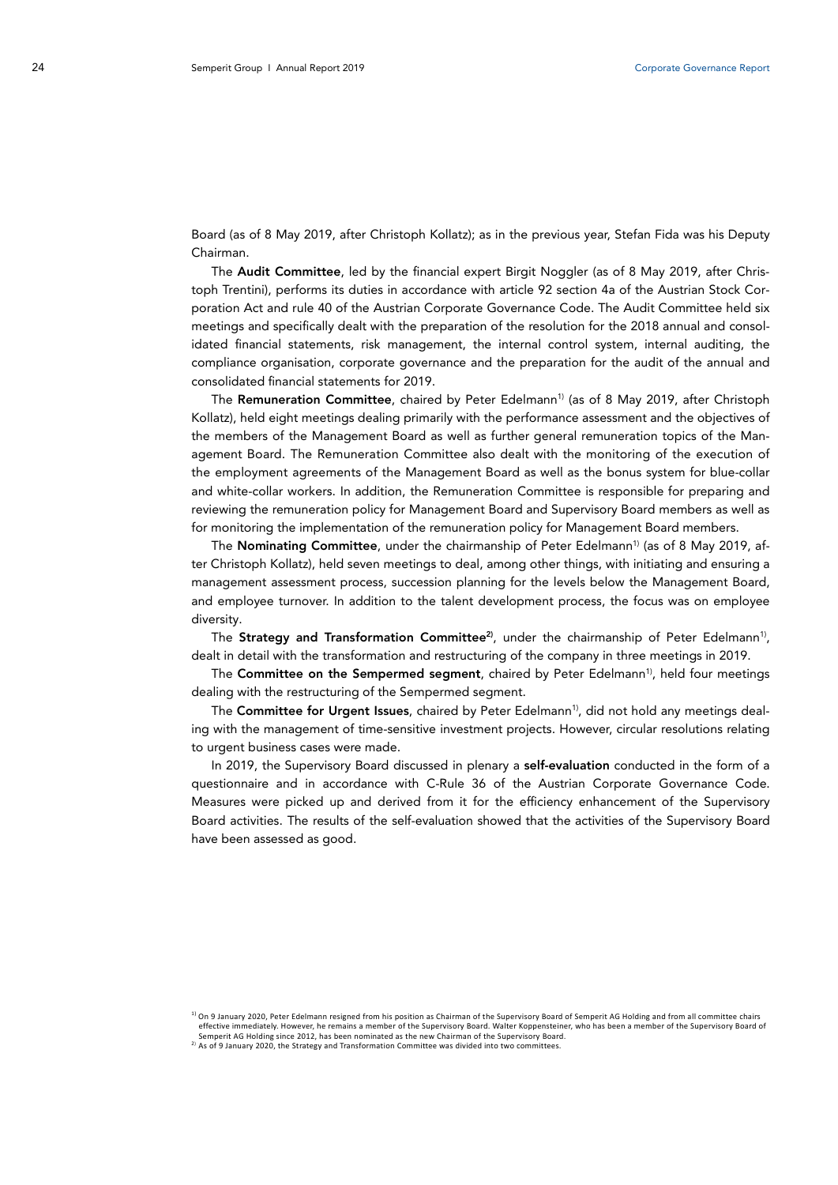Board (as of 8 May 2019, after Christoph Kollatz); as in the previous year, Stefan Fida was his Deputy Chairman.

The **Audit Committee**, led by the financial expert Birgit Noggler (as of 8 May 2019, after Christoph Trentini), performs its duties in accordance with article 92 section 4a of the Austrian Stock Corporation Act and rule 40 of the Austrian Corporate Governance Code. The Audit Committee held six meetings and specifically dealt with the preparation of the resolution for the 2018 annual and consolidated financial statements, risk management, the internal control system, internal auditing, the compliance organisation, corporate governance and the preparation for the audit of the annual and consolidated financial statements for 2019.

The **Remuneration Committee**, chaired by Peter Edelmann[1)] (as of 8 May 2019, after Christoph Kollatz), held eight meetings dealing primarily with the performance assessment and the objectives of the members of the Management Board as well as further general remuneration topics of the Management Board. The Remuneration Committee also dealt with the monitoring of the execution of the employment agreements of the Management Board as well as the bonus system for blue-collar and white-collar workers. In addition, the Remuneration Committee is responsible for preparing and reviewing the remuneration policy for Management Board and Supervisory Board members as well as for monitoring the implementation of the remuneration policy for Management Board members.

The **Nominating Committee**, under the chairmanship of Peter Edelmann[1)] (as of 8 May 2019, after Christoph Kollatz), held seven meetings to deal, among other things, with initiating and ensuring a management assessment process, succession planning for the levels below the Management Board, and employee turnover. In addition to the talent development process, the focus was on employee diversity.

The **Strategy and Transformation Committee**[2)], under the chairmanship of Peter Edelmann[1)], dealt in detail with the transformation and restructuring of the company in three meetings in 2019.

The **Committee on the Sempermed segment**, chaired by Peter Edelmann[1)], held four meetings dealing with the restructuring of the Sempermed segment.

The **Committee for Urgent Issues**, chaired by Peter Edelmann[1)], did not hold any meetings dealing with the management of time-sensitive investment projects. However, circular resolutions relating to urgent business cases were made.

In 2019, the Supervisory Board discussed in plenary a **self-evaluation** conducted in the form of a questionnaire and in accordance with C-Rule 36 of the Austrian Corporate Governance Code. Measures were picked up and derived from it for the efficiency enhancement of the Supervisory Board activities. The results of the self-evaluation showed that the activities of the Supervisory Board have been assessed as good.

[1)] On 9 January 2020, Peter Edelmann resigned from his position as Chairman of the Supervisory Board of Semperit AG Holding and from all committee chairs effective immediately. However, he remains a member of the Supervisory Board. Walter Koppensteiner, who has been a member of the Supervisory Board of Semperit AG Holding since 2012, has been nominated as the new Chairman of the Supervisory Board.

[2)] As of 9 January 2020, the Strategy and Transformation Committee was divided into two committees.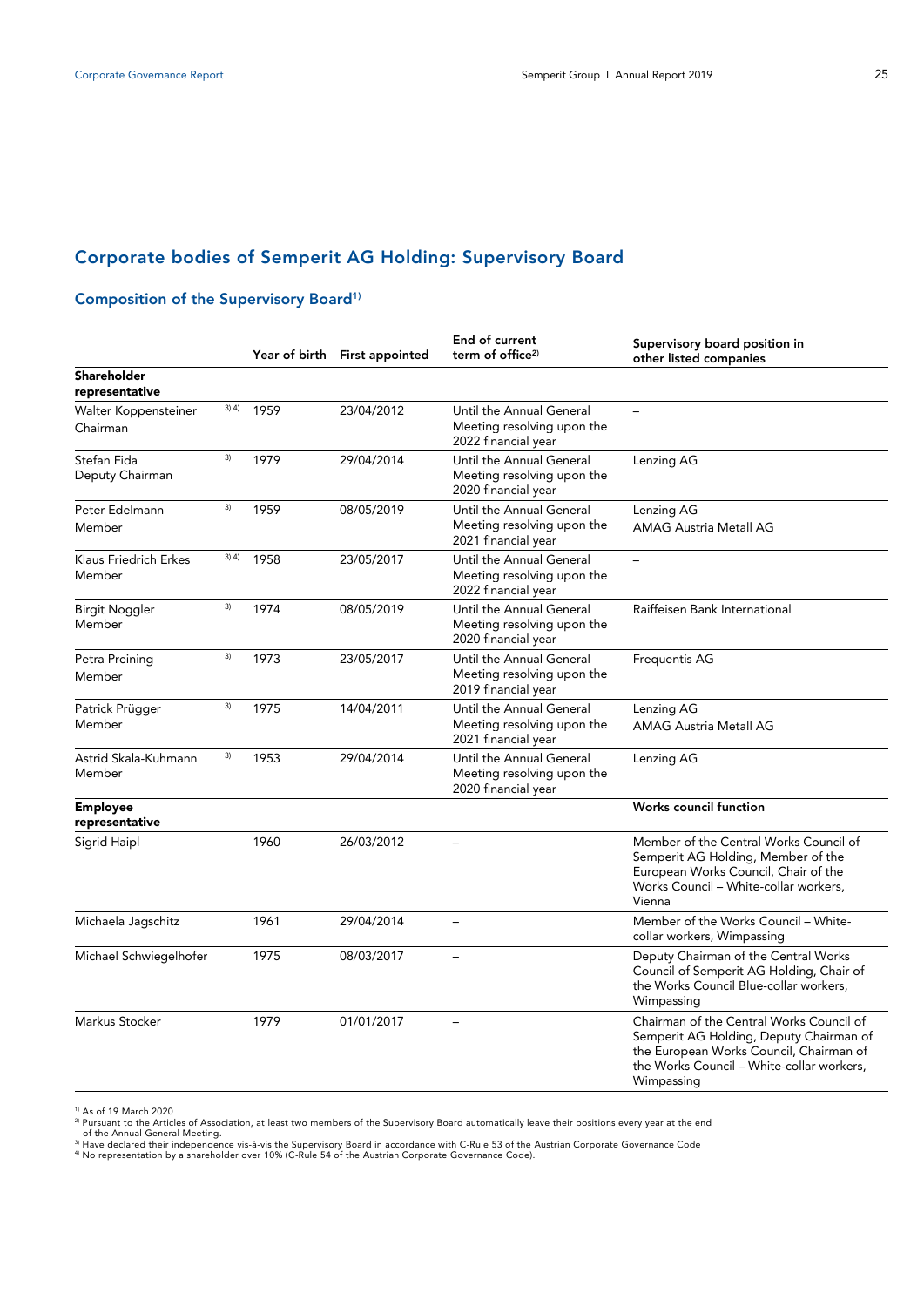# Corporate bodies of Semperit AG Holding: Supervisory Board

## Composition of the Supervisory Board[1)]

| | | Year of birth | First appointed | End of current term of office[2)] | Supervisory board position in other listed companies |
|---|---|---|---|---|---|
| **Shareholder representative** | | | | | |
| Walter Koppensteiner Chairman | 3) 4) | 1959 | 23/04/2012 | Until the Annual General Meeting resolving upon the 2022 financial year | – |
| Stefan Fida Deputy Chairman | 3) | 1979 | 29/04/2014 | Until the Annual General Meeting resolving upon the 2020 financial year | Lenzing AG |
| Peter Edelmann Member | 3) | 1959 | 08/05/2019 | Until the Annual General Meeting resolving upon the 2021 financial year | Lenzing AG AMAG Austria Metall AG |
| Klaus Friedrich Erkes Member | 3) 4) | 1958 | 23/05/2017 | Until the Annual General Meeting resolving upon the 2022 financial year | – |
| Birgit Noggler Member | 3) | 1974 | 08/05/2019 | Until the Annual General Meeting resolving upon the 2020 financial year | Raiffeisen Bank International |
| Petra Preining Member | 3) | 1973 | 23/05/2017 | Until the Annual General Meeting resolving upon the 2019 financial year | Frequentis AG |
| Patrick Prügger Member | 3) | 1975 | 14/04/2011 | Until the Annual General Meeting resolving upon the 2021 financial year | Lenzing AG AMAG Austria Metall AG |
| Astrid Skala-Kuhmann Member | 3) | 1953 | 29/04/2014 | Until the Annual General Meeting resolving upon the 2020 financial year | Lenzing AG |
| **Employee representative** | | | | | **Works council function** |
| Sigrid Haipl | | 1960 | 26/03/2012 | – | Member of the Central Works Council of Semperit AG Holding, Member of the European Works Council, Chair of the Works Council – White-collar workers, Vienna |
| Michaela Jagschitz | | 1961 | 29/04/2014 | – | Member of the Works Council – White-collar workers, Wimpassing |
| Michael Schwiegelhofer | | 1975 | 08/03/2017 | – | Deputy Chairman of the Central Works Council of Semperit AG Holding, Chair of the Works Council Blue-collar workers, Wimpassing |
| Markus Stocker | | 1979 | 01/01/2017 | – | Chairman of the Central Works Council of Semperit AG Holding, Deputy Chairman of the European Works Council, Chairman of the Works Council – White-collar workers, Wimpassing |

1) As of 19 March 2020
2) Pursuant to the Articles of Association, at least two members of the Supervisory Board automatically leave their positions every year at the end of the Annual General Meeting.
3) Have declared their independence vis-à-vis the Supervisory Board in accordance with C-Rule 53 of the Austrian Corporate Governance Code
4) No representation by a shareholder over 10% (C-Rule 54 of the Austrian Corporate Governance Code).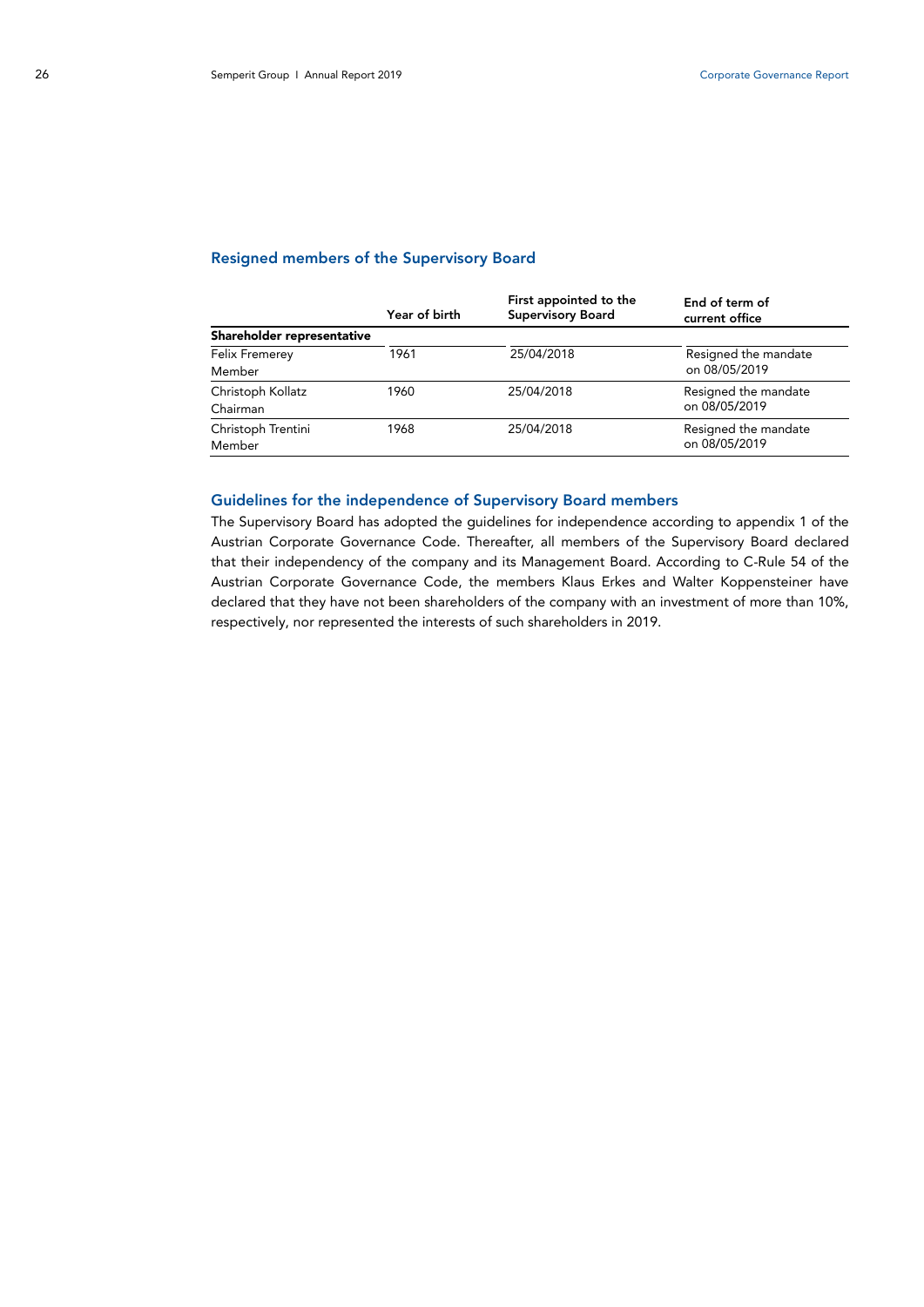## Resigned members of the Supervisory Board

| | Year of birth | First appointed to the Supervisory Board | End of term of current office |
|---|---|---|---|
| **Shareholder representative** | | | |
| Felix Fremerey<br>Member | 1961 | 25/04/2018 | Resigned the mandate on 08/05/2019 |
| Christoph Kollatz<br>Chairman | 1960 | 25/04/2018 | Resigned the mandate on 08/05/2019 |
| Christoph Trentini<br>Member | 1968 | 25/04/2018 | Resigned the mandate on 08/05/2019 |

## Guidelines for the independence of Supervisory Board members

The Supervisory Board has adopted the guidelines for independence according to appendix 1 of the Austrian Corporate Governance Code. Thereafter, all members of the Supervisory Board declared that their independency of the company and its Management Board. According to C-Rule 54 of the Austrian Corporate Governance Code, the members Klaus Erkes and Walter Koppensteiner have declared that they have not been shareholders of the company with an investment of more than 10%, respectively, nor represented the interests of such shareholders in 2019.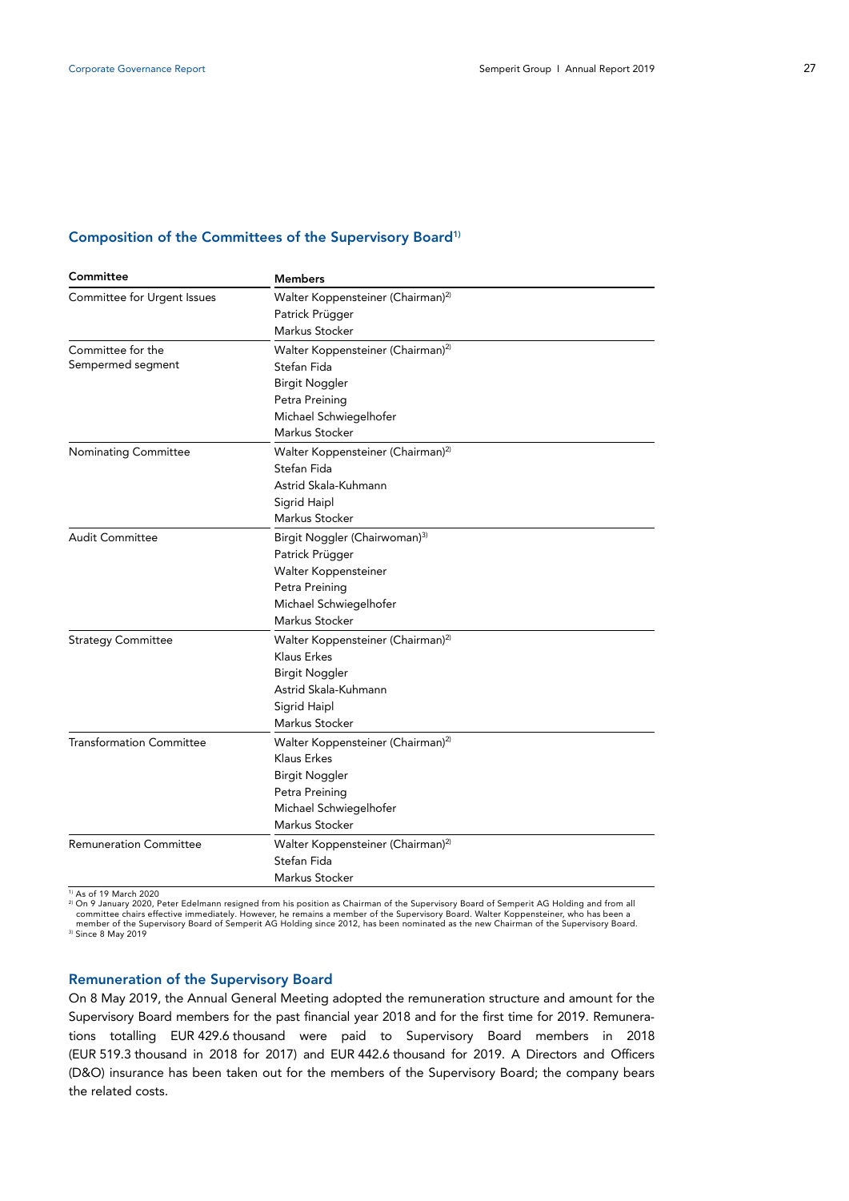## Composition of the Committees of the Supervisory Board[1]

| Committee | Members |
|---|---|
| Committee for Urgent Issues | Walter Koppensteiner (Chairman)[2] |
| | Patrick Prügger |
| | Markus Stocker |
| Committee for the Sempermed segment | Walter Koppensteiner (Chairman)[2] |
| | Stefan Fida |
| | Birgit Noggler |
| | Petra Preining |
| | Michael Schwiegelhofer |
| | Markus Stocker |
| Nominating Committee | Walter Koppensteiner (Chairman)[2] |
| | Stefan Fida |
| | Astrid Skala-Kuhmann |
| | Sigrid Haipl |
| | Markus Stocker |
| Audit Committee | Birgit Noggler (Chairwoman)[3] |
| | Patrick Prügger |
| | Walter Koppensteiner |
| | Petra Preining |
| | Michael Schwiegelhofer |
| | Markus Stocker |
| Strategy Committee | Walter Koppensteiner (Chairman)[2] |
| | Klaus Erkes |
| | Birgit Noggler |
| | Astrid Skala-Kuhmann |
| | Sigrid Haipl |
| | Markus Stocker |
| Transformation Committee | Walter Koppensteiner (Chairman)[2] |
| | Klaus Erkes |
| | Birgit Noggler |
| | Petra Preining |
| | Michael Schwiegelhofer |
| | Markus Stocker |
| Remuneration Committee | Walter Koppensteiner (Chairman)[2] |
| | Stefan Fida |
| | Markus Stocker |

[1] As of 19 March 2020

[2] On 9 January 2020, Peter Edelmann resigned from his position as Chairman of the Supervisory Board of Semperit AG Holding and from all committee chairs effective immediately. However, he remains a member of the Supervisory Board. Walter Koppensteiner, who has been a member of the Supervisory Board of Semperit AG Holding since 2012, has been nominated as the new Chairman of the Supervisory Board.

[3] Since 8 May 2019

### Remuneration of the Supervisory Board

On 8 May 2019, the Annual General Meeting adopted the remuneration structure and amount for the Supervisory Board members for the past financial year 2018 and for the first time for 2019. Remunerations totalling EUR 429.6 thousand were paid to Supervisory Board members in 2018 (EUR 519.3 thousand in 2018 for 2017) and EUR 442.6 thousand for 2019. A Directors and Officers (D&O) insurance has been taken out for the members of the Supervisory Board; the company bears the related costs.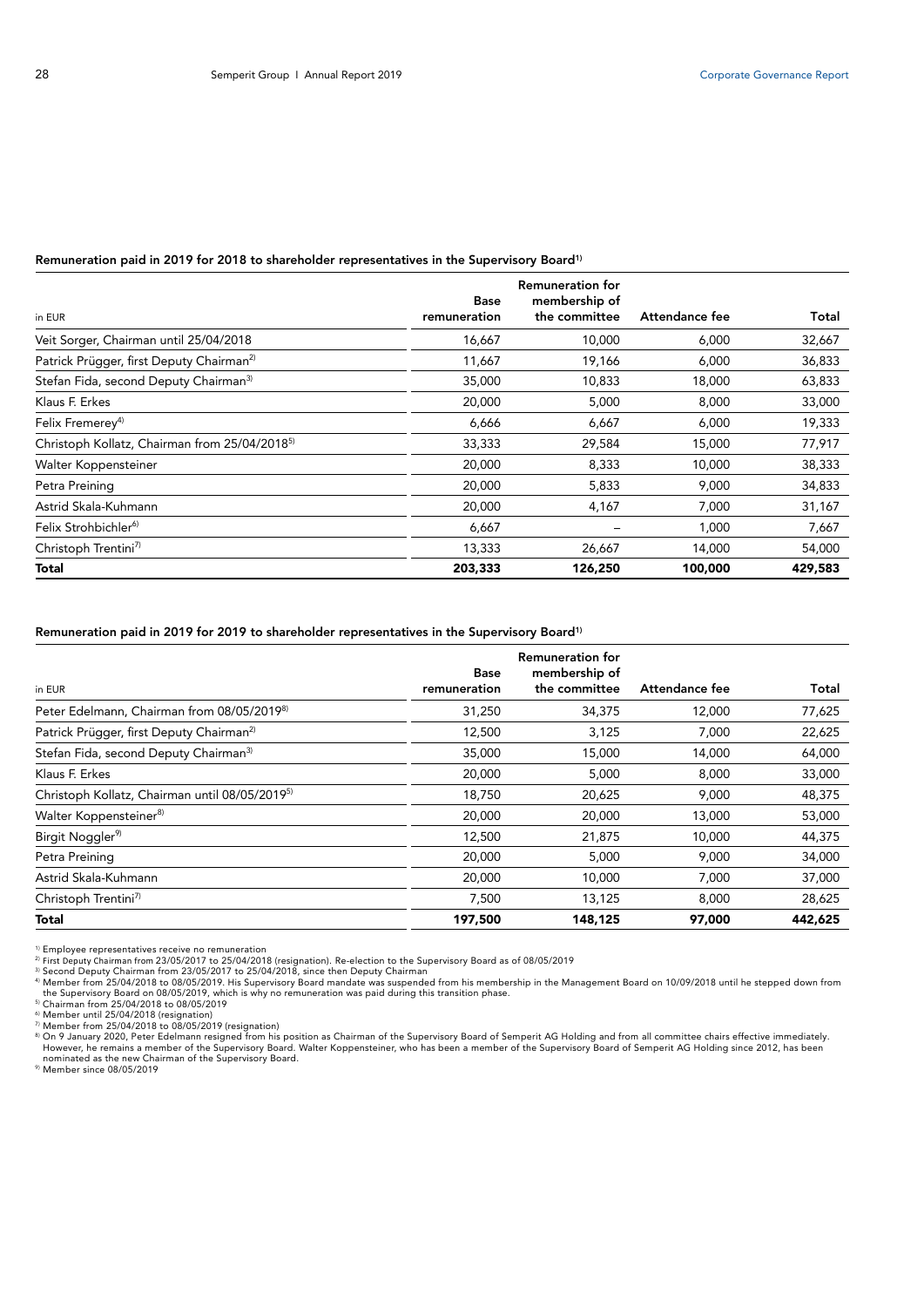**Remuneration paid in 2019 for 2018 to shareholder representatives in the Supervisory Board[1)]**

| in EUR | Base remuneration | Remuneration for membership of the committee | Attendance fee | Total |
|---|---|---|---|---|
| Veit Sorger, Chairman until 25/04/2018 | 16,667 | 10,000 | 6,000 | 32,667 |
| Patrick Prügger, first Deputy Chairman[2)] | 11,667 | 19,166 | 6,000 | 36,833 |
| Stefan Fida, second Deputy Chairman[3)] | 35,000 | 10,833 | 18,000 | 63,833 |
| Klaus F. Erkes | 20,000 | 5,000 | 8,000 | 33,000 |
| Felix Fremerey[4)] | 6,666 | 6,667 | 6,000 | 19,333 |
| Christoph Kollatz, Chairman from 25/04/2018[5)] | 33,333 | 29,584 | 15,000 | 77,917 |
| Walter Koppensteiner | 20,000 | 8,333 | 10,000 | 38,333 |
| Petra Preining | 20,000 | 5,833 | 9,000 | 34,833 |
| Astrid Skala-Kuhmann | 20,000 | 4,167 | 7,000 | 31,167 |
| Felix Strohbichler[6)] | 6,667 | – | 1,000 | 7,667 |
| Christoph Trentini[7)] | 13,333 | 26,667 | 14,000 | 54,000 |
| **Total** | **203,333** | **126,250** | **100,000** | **429,583** |

**Remuneration paid in 2019 for 2019 to shareholder representatives in the Supervisory Board[1)]**

| in EUR | Base remuneration | Remuneration for membership of the committee | Attendance fee | Total |
|---|---|---|---|---|
| Peter Edelmann, Chairman from 08/05/2019[8)] | 31,250 | 34,375 | 12,000 | 77,625 |
| Patrick Prügger, first Deputy Chairman[2)] | 12,500 | 3,125 | 7,000 | 22,625 |
| Stefan Fida, second Deputy Chairman[3)] | 35,000 | 15,000 | 14,000 | 64,000 |
| Klaus F. Erkes | 20,000 | 5,000 | 8,000 | 33,000 |
| Christoph Kollatz, Chairman until 08/05/2019[5)] | 18,750 | 20,625 | 9,000 | 48,375 |
| Walter Koppensteiner[8)] | 20,000 | 20,000 | 13,000 | 53,000 |
| Birgit Noggler[9)] | 12,500 | 21,875 | 10,000 | 44,375 |
| Petra Preining | 20,000 | 5,000 | 9,000 | 34,000 |
| Astrid Skala-Kuhmann | 20,000 | 10,000 | 7,000 | 37,000 |
| Christoph Trentini[7)] | 7,500 | 13,125 | 8,000 | 28,625 |
| **Total** | **197,500** | **148,125** | **97,000** | **442,625** |

[1)] Employee representatives receive no remuneration
[2)] First Deputy Chairman from 23/05/2017 to 25/04/2018 (resignation). Re-election to the Supervisory Board as of 08/05/2019
[3)] Second Deputy Chairman from 23/05/2017 to 25/04/2018, since then Deputy Chairman
[4)] Member from 25/04/2018 to 08/05/2019. His Supervisory Board mandate was suspended from his membership in the Management Board on 10/09/2018 until he stepped down from the Supervisory Board on 08/05/2019, which is why no remuneration was paid during this transition phase.
[5)] Chairman from 25/04/2018 to 08/05/2019
[6)] Member until 25/04/2018 (resignation)
[7)] Member from 25/04/2018 to 08/05/2019 (resignation)
[8)] On 9 January 2020, Peter Edelmann resigned from his position as Chairman of the Supervisory Board of Semperit AG Holding and from all committee chairs effective immediately. However, he remains a member of the Supervisory Board. Walter Koppensteiner, who has been a member of the Supervisory Board of Semperit AG Holding since 2012, has been nominated as the new Chairman of the Supervisory Board.
[9)] Member since 08/05/2019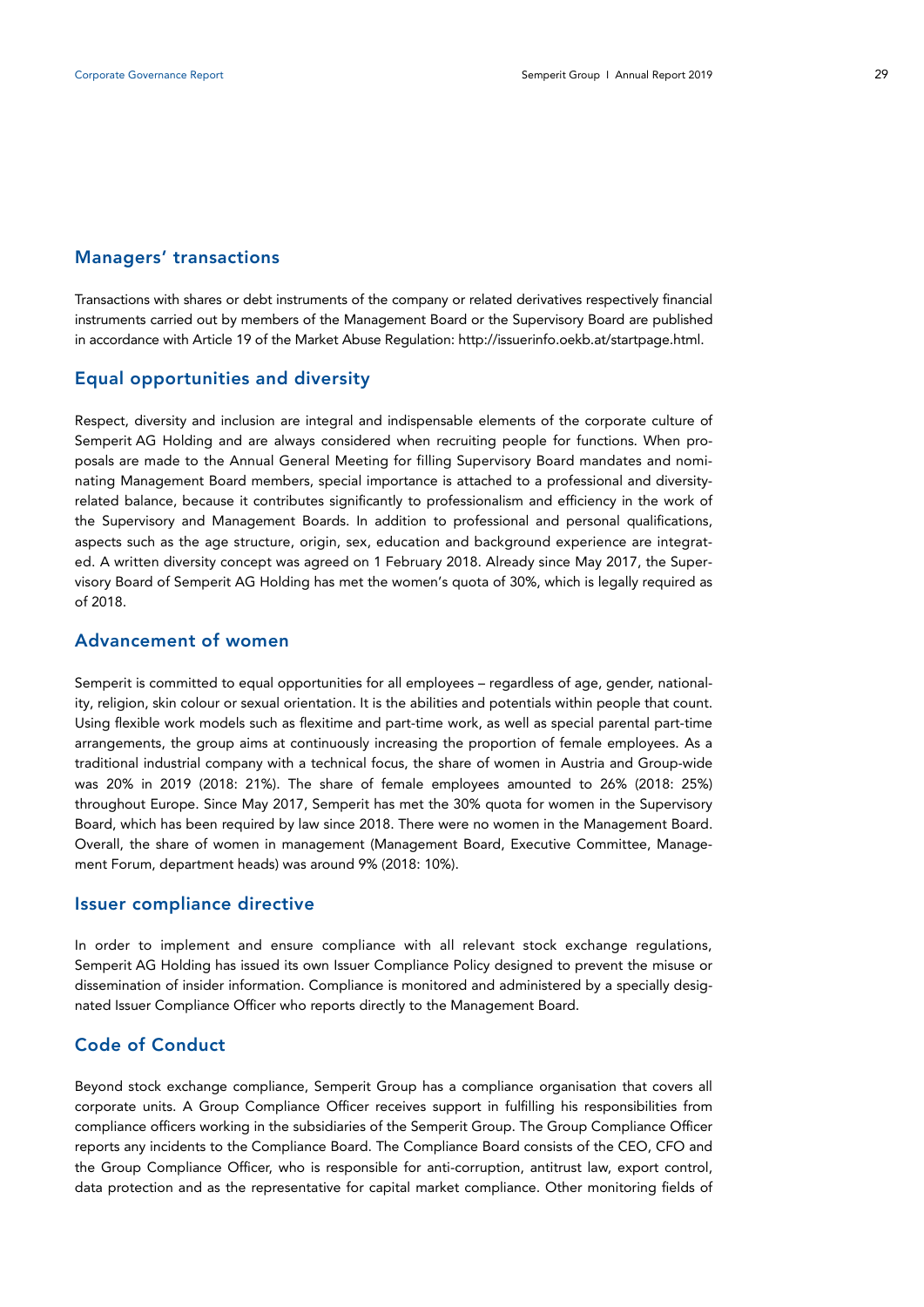## Managers' transactions

Transactions with shares or debt instruments of the company or related derivatives respectively financial instruments carried out by members of the Management Board or the Supervisory Board are published in accordance with Article 19 of the Market Abuse Regulation: http://issuerinfo.oekb.at/startpage.html.

## Equal opportunities and diversity

Respect, diversity and inclusion are integral and indispensable elements of the corporate culture of Semperit AG Holding and are always considered when recruiting people for functions. When proposals are made to the Annual General Meeting for filling Supervisory Board mandates and nominating Management Board members, special importance is attached to a professional and diversity-related balance, because it contributes significantly to professionalism and efficiency in the work of the Supervisory and Management Boards. In addition to professional and personal qualifications, aspects such as the age structure, origin, sex, education and background experience are integrated. A written diversity concept was agreed on 1 February 2018. Already since May 2017, the Supervisory Board of Semperit AG Holding has met the women's quota of 30%, which is legally required as of 2018.

## Advancement of women

Semperit is committed to equal opportunities for all employees – regardless of age, gender, nationality, religion, skin colour or sexual orientation. It is the abilities and potentials within people that count. Using flexible work models such as flexitime and part-time work, as well as special parental part-time arrangements, the group aims at continuously increasing the proportion of female employees. As a traditional industrial company with a technical focus, the share of women in Austria and Group-wide was 20% in 2019 (2018: 21%). The share of female employees amounted to 26% (2018: 25%) throughout Europe. Since May 2017, Semperit has met the 30% quota for women in the Supervisory Board, which has been required by law since 2018. There were no women in the Management Board. Overall, the share of women in management (Management Board, Executive Committee, Management Forum, department heads) was around 9% (2018: 10%).

## Issuer compliance directive

In order to implement and ensure compliance with all relevant stock exchange regulations, Semperit AG Holding has issued its own Issuer Compliance Policy designed to prevent the misuse or dissemination of insider information. Compliance is monitored and administered by a specially designated Issuer Compliance Officer who reports directly to the Management Board.

## Code of Conduct

Beyond stock exchange compliance, Semperit Group has a compliance organisation that covers all corporate units. A Group Compliance Officer receives support in fulfilling his responsibilities from compliance officers working in the subsidiaries of the Semperit Group. The Group Compliance Officer reports any incidents to the Compliance Board. The Compliance Board consists of the CEO, CFO and the Group Compliance Officer, who is responsible for anti-corruption, antitrust law, export control, data protection and as the representative for capital market compliance. Other monitoring fields of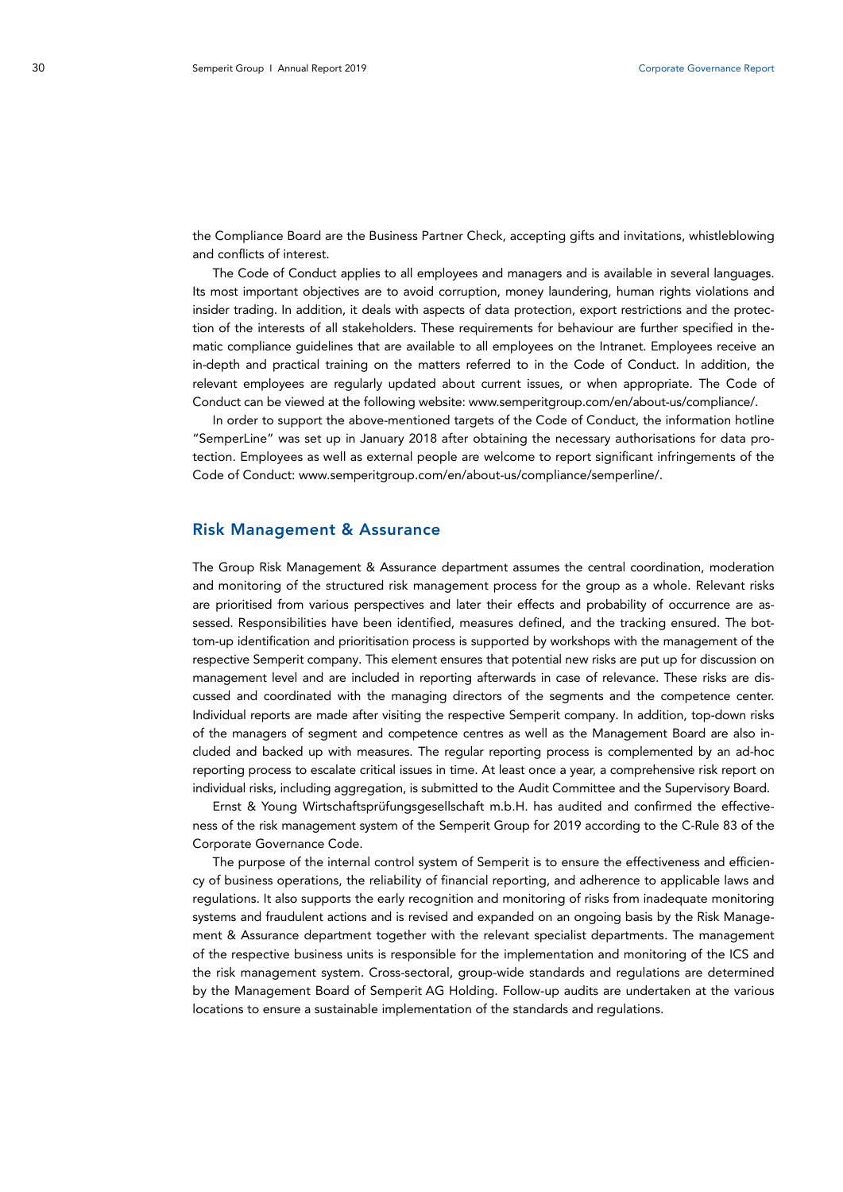the Compliance Board are the Business Partner Check, accepting gifts and invitations, whistleblowing and conflicts of interest.

The Code of Conduct applies to all employees and managers and is available in several languages. Its most important objectives are to avoid corruption, money laundering, human rights violations and insider trading. In addition, it deals with aspects of data protection, export restrictions and the protection of the interests of all stakeholders. These requirements for behaviour are further specified in thematic compliance guidelines that are available to all employees on the Intranet. Employees receive an in-depth and practical training on the matters referred to in the Code of Conduct. In addition, the relevant employees are regularly updated about current issues, or when appropriate. The Code of Conduct can be viewed at the following website: www.semperitgroup.com/en/about-us/compliance/.

In order to support the above-mentioned targets of the Code of Conduct, the information hotline "SemperLine" was set up in January 2018 after obtaining the necessary authorisations for data protection. Employees as well as external people are welcome to report significant infringements of the Code of Conduct: www.semperitgroup.com/en/about-us/compliance/semperline/.

## Risk Management & Assurance

The Group Risk Management & Assurance department assumes the central coordination, moderation and monitoring of the structured risk management process for the group as a whole. Relevant risks are prioritised from various perspectives and later their effects and probability of occurrence are assessed. Responsibilities have been identified, measures defined, and the tracking ensured. The bottom-up identification and prioritisation process is supported by workshops with the management of the respective Semperit company. This element ensures that potential new risks are put up for discussion on management level and are included in reporting afterwards in case of relevance. These risks are discussed and coordinated with the managing directors of the segments and the competence center. Individual reports are made after visiting the respective Semperit company. In addition, top-down risks of the managers of segment and competence centres as well as the Management Board are also included and backed up with measures. The regular reporting process is complemented by an ad-hoc reporting process to escalate critical issues in time. At least once a year, a comprehensive risk report on individual risks, including aggregation, is submitted to the Audit Committee and the Supervisory Board.

Ernst & Young Wirtschaftsprüfungsgesellschaft m.b.H. has audited and confirmed the effectiveness of the risk management system of the Semperit Group for 2019 according to the C-Rule 83 of the Corporate Governance Code.

The purpose of the internal control system of Semperit is to ensure the effectiveness and efficiency of business operations, the reliability of financial reporting, and adherence to applicable laws and regulations. It also supports the early recognition and monitoring of risks from inadequate monitoring systems and fraudulent actions and is revised and expanded on an ongoing basis by the Risk Management & Assurance department together with the relevant specialist departments. The management of the respective business units is responsible for the implementation and monitoring of the ICS and the risk management system. Cross-sectoral, group-wide standards and regulations are determined by the Management Board of Semperit AG Holding. Follow-up audits are undertaken at the various locations to ensure a sustainable implementation of the standards and regulations.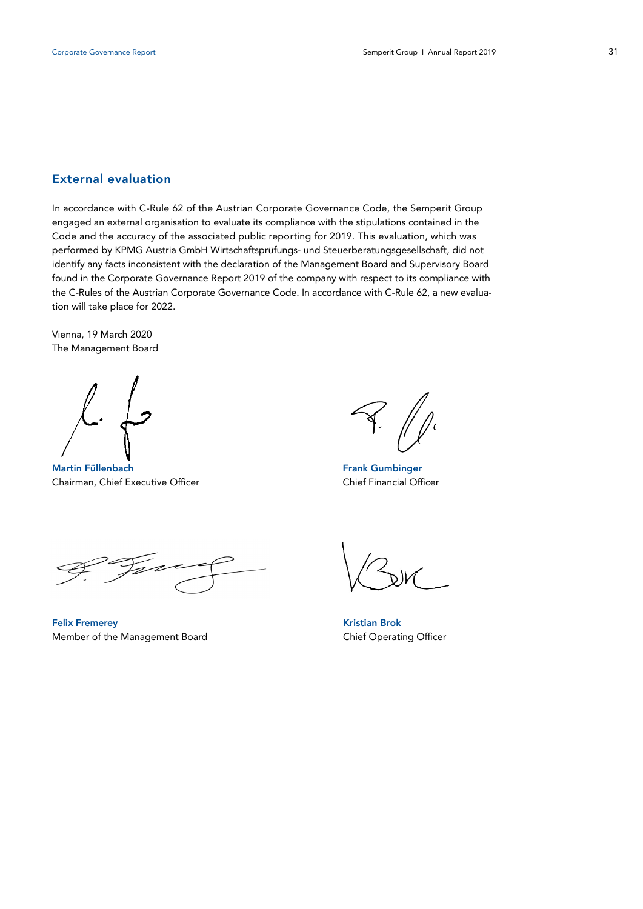## External evaluation

In accordance with C-Rule 62 of the Austrian Corporate Governance Code, the Semperit Group engaged an external organisation to evaluate its compliance with the stipulations contained in the Code and the accuracy of the associated public reporting for 2019. This evaluation, which was performed by KPMG Austria GmbH Wirtschaftsprüfungs- und Steuerberatungsgesellschaft, did not identify any facts inconsistent with the declaration of the Management Board and Supervisory Board found in the Corporate Governance Report 2019 of the company with respect to its compliance with the C-Rules of the Austrian Corporate Governance Code. In accordance with C-Rule 62, a new evaluation will take place for 2022.

Vienna, 19 March 2020
The Management Board

**Martin Füllenbach**
Chairman, Chief Executive Officer

**Frank Gumbinger**
Chief Financial Officer

**Felix Fremerey**
Member of the Management Board

**Kristian Brok**
Chief Operating Officer